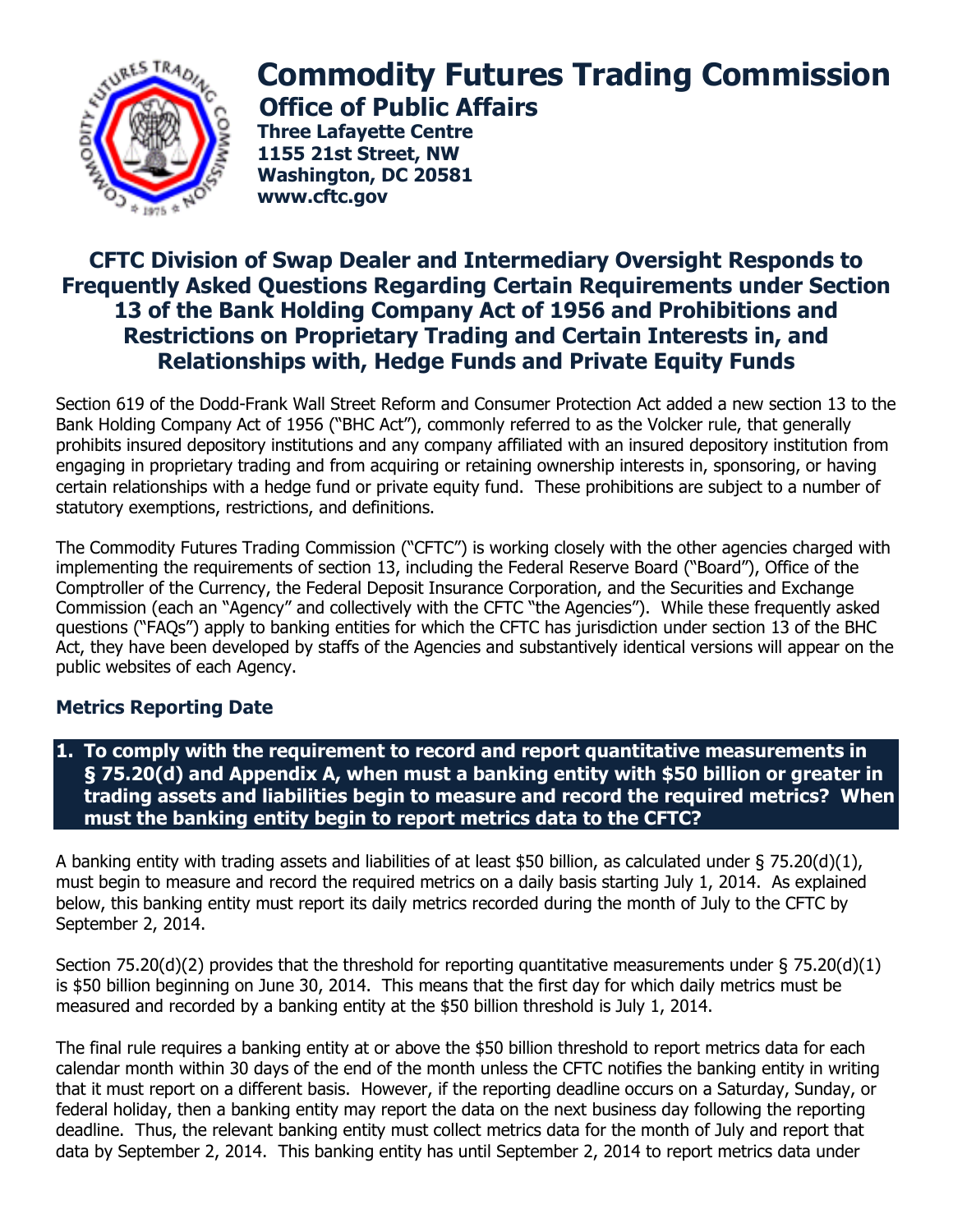# Commodity Futures Trading Commission

## Office of Public Affairs

**Three Lafayette Centre**
**1155 21st Street, NW**
**Washington, DC 20581**
**www.cftc.gov**

## CFTC Division of Swap Dealer and Intermediary Oversight Responds to Frequently Asked Questions Regarding Certain Requirements under Section 13 of the Bank Holding Company Act of 1956 and Prohibitions and Restrictions on Proprietary Trading and Certain Interests in, and Relationships with, Hedge Funds and Private Equity Funds

Section 619 of the Dodd-Frank Wall Street Reform and Consumer Protection Act added a new section 13 to the Bank Holding Company Act of 1956 ("BHC Act"), commonly referred to as the Volcker rule, that generally prohibits insured depository institutions and any company affiliated with an insured depository institution from engaging in proprietary trading and from acquiring or retaining ownership interests in, sponsoring, or having certain relationships with a hedge fund or private equity fund. These prohibitions are subject to a number of statutory exemptions, restrictions, and definitions.

The Commodity Futures Trading Commission ("CFTC") is working closely with the other agencies charged with implementing the requirements of section 13, including the Federal Reserve Board ("Board"), Office of the Comptroller of the Currency, the Federal Deposit Insurance Corporation, and the Securities and Exchange Commission (each an "Agency" and collectively with the CFTC "the Agencies"). While these frequently asked questions ("FAQs") apply to banking entities for which the CFTC has jurisdiction under section 13 of the BHC Act, they have been developed by staffs of the Agencies and substantively identical versions will appear on the public websites of each Agency.

### Metrics Reporting Date

**1. To comply with the requirement to record and report quantitative measurements in § 75.20(d) and Appendix A, when must a banking entity with $50 billion or greater in trading assets and liabilities begin to measure and record the required metrics? When must the banking entity begin to report metrics data to the CFTC?**

A banking entity with trading assets and liabilities of at least $50 billion, as calculated under § 75.20(d)(1), must begin to measure and record the required metrics on a daily basis starting July 1, 2014. As explained below, this banking entity must report its daily metrics recorded during the month of July to the CFTC by September 2, 2014.

Section 75.20(d)(2) provides that the threshold for reporting quantitative measurements under § 75.20(d)(1) is $50 billion beginning on June 30, 2014. This means that the first day for which daily metrics must be measured and recorded by a banking entity at the $50 billion threshold is July 1, 2014.

The final rule requires a banking entity at or above the $50 billion threshold to report metrics data for each calendar month within 30 days of the end of the month unless the CFTC notifies the banking entity in writing that it must report on a different basis. However, if the reporting deadline occurs on a Saturday, Sunday, or federal holiday, then a banking entity may report the data on the next business day following the reporting deadline. Thus, the relevant banking entity must collect metrics data for the month of July and report that data by September 2, 2014. This banking entity has until September 2, 2014 to report metrics data under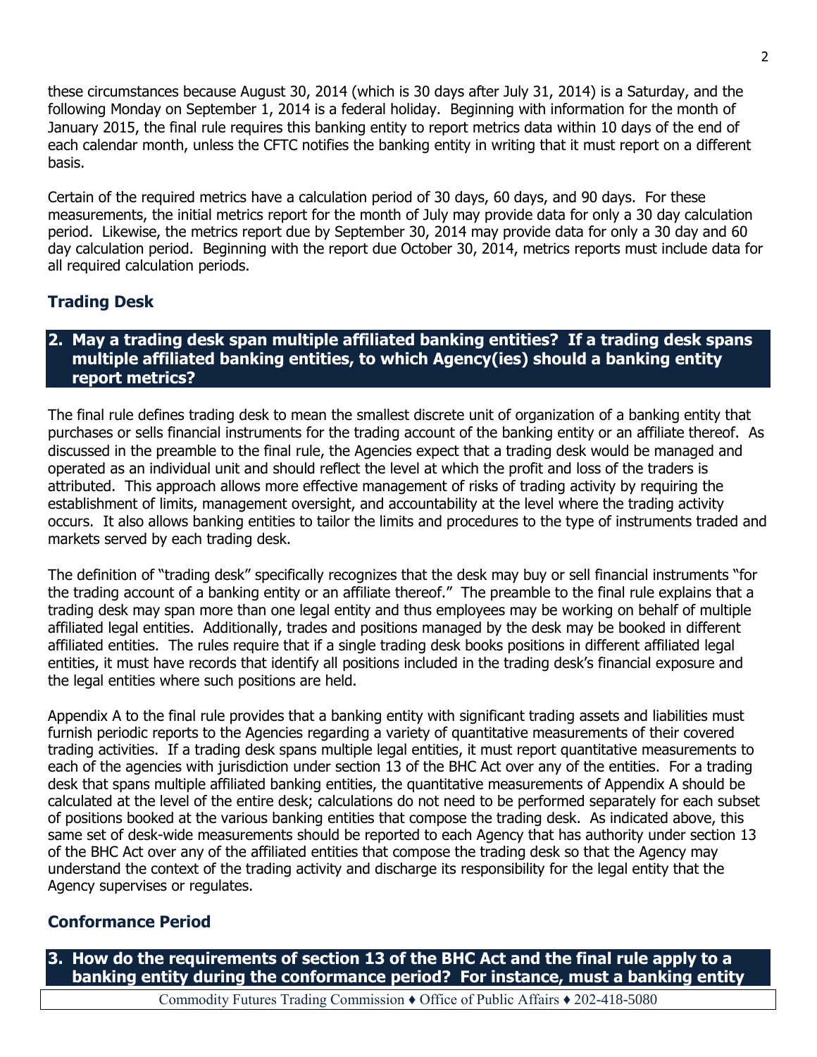these circumstances because August 30, 2014 (which is 30 days after July 31, 2014) is a Saturday, and the following Monday on September 1, 2014 is a federal holiday. Beginning with information for the month of January 2015, the final rule requires this banking entity to report metrics data within 10 days of the end of each calendar month, unless the CFTC notifies the banking entity in writing that it must report on a different basis.

Certain of the required metrics have a calculation period of 30 days, 60 days, and 90 days. For these measurements, the initial metrics report for the month of July may provide data for only a 30 day calculation period. Likewise, the metrics report due by September 30, 2014 may provide data for only a 30 day and 60 day calculation period. Beginning with the report due October 30, 2014, metrics reports must include data for all required calculation periods.

## Trading Desk

### 2. May a trading desk span multiple affiliated banking entities? If a trading desk spans multiple affiliated banking entities, to which Agency(ies) should a banking entity report metrics?

The final rule defines trading desk to mean the smallest discrete unit of organization of a banking entity that purchases or sells financial instruments for the trading account of the banking entity or an affiliate thereof. As discussed in the preamble to the final rule, the Agencies expect that a trading desk would be managed and operated as an individual unit and should reflect the level at which the profit and loss of the traders is attributed. This approach allows more effective management of risks of trading activity by requiring the establishment of limits, management oversight, and accountability at the level where the trading activity occurs. It also allows banking entities to tailor the limits and procedures to the type of instruments traded and markets served by each trading desk.

The definition of "trading desk" specifically recognizes that the desk may buy or sell financial instruments "for the trading account of a banking entity or an affiliate thereof." The preamble to the final rule explains that a trading desk may span more than one legal entity and thus employees may be working on behalf of multiple affiliated legal entities. Additionally, trades and positions managed by the desk may be booked in different affiliated entities. The rules require that if a single trading desk books positions in different affiliated legal entities, it must have records that identify all positions included in the trading desk's financial exposure and the legal entities where such positions are held.

Appendix A to the final rule provides that a banking entity with significant trading assets and liabilities must furnish periodic reports to the Agencies regarding a variety of quantitative measurements of their covered trading activities. If a trading desk spans multiple legal entities, it must report quantitative measurements to each of the agencies with jurisdiction under section 13 of the BHC Act over any of the entities. For a trading desk that spans multiple affiliated banking entities, the quantitative measurements of Appendix A should be calculated at the level of the entire desk; calculations do not need to be performed separately for each subset of positions booked at the various banking entities that compose the trading desk. As indicated above, this same set of desk-wide measurements should be reported to each Agency that has authority under section 13 of the BHC Act over any of the affiliated entities that compose the trading desk so that the Agency may understand the context of the trading activity and discharge its responsibility for the legal entity that the Agency supervises or regulates.

## Conformance Period

### 3. How do the requirements of section 13 of the BHC Act and the final rule apply to a banking entity during the conformance period? For instance, must a banking entity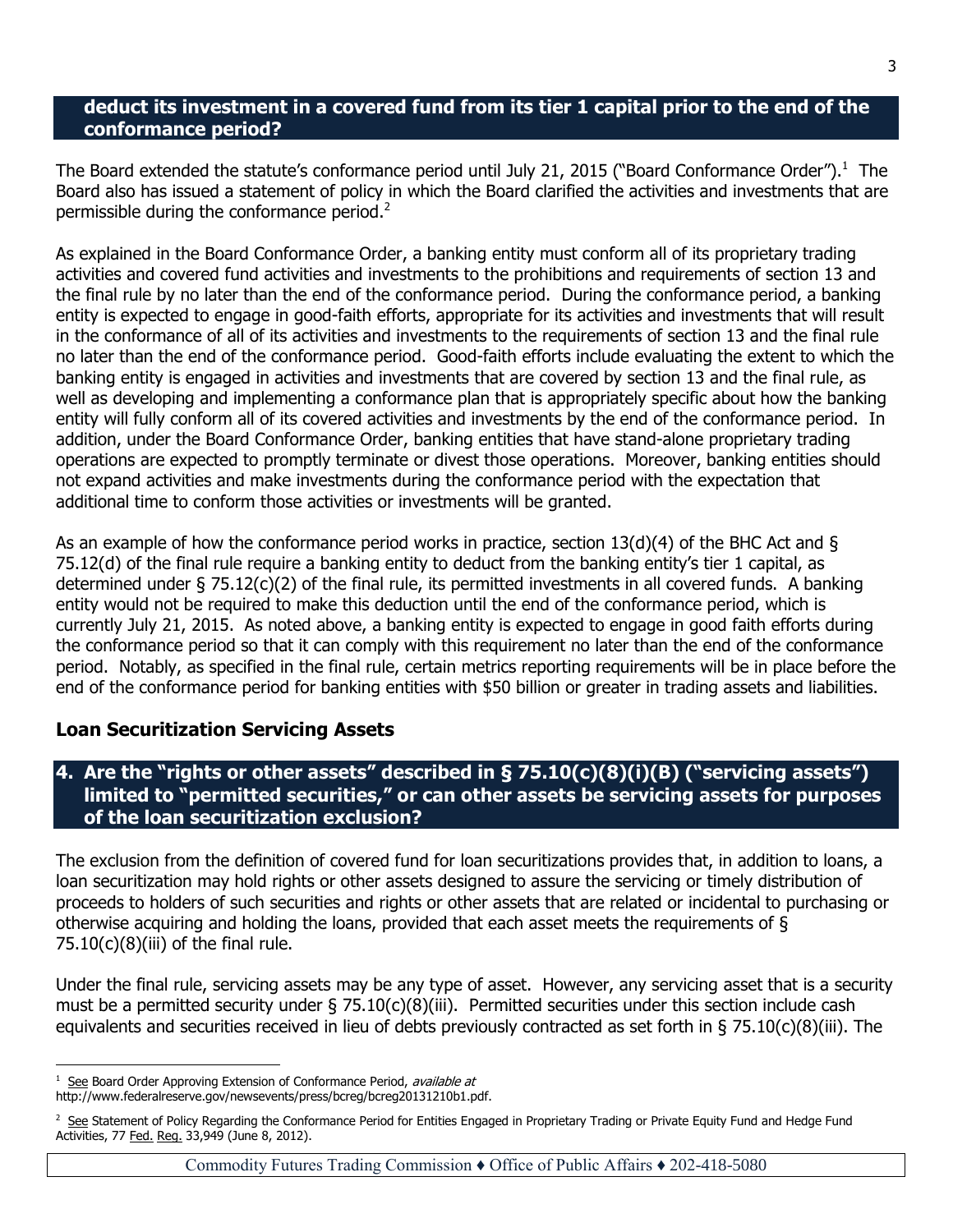**deduct its investment in a covered fund from its tier 1 capital prior to the end of the conformance period?**

The Board extended the statute's conformance period until July 21, 2015 ("Board Conformance Order").[1] The Board also has issued a statement of policy in which the Board clarified the activities and investments that are permissible during the conformance period.[2]

As explained in the Board Conformance Order, a banking entity must conform all of its proprietary trading activities and covered fund activities and investments to the prohibitions and requirements of section 13 and the final rule by no later than the end of the conformance period. During the conformance period, a banking entity is expected to engage in good-faith efforts, appropriate for its activities and investments that will result in the conformance of all of its activities and investments to the requirements of section 13 and the final rule no later than the end of the conformance period. Good-faith efforts include evaluating the extent to which the banking entity is engaged in activities and investments that are covered by section 13 and the final rule, as well as developing and implementing a conformance plan that is appropriately specific about how the banking entity will fully conform all of its covered activities and investments by the end of the conformance period. In addition, under the Board Conformance Order, banking entities that have stand-alone proprietary trading operations are expected to promptly terminate or divest those operations. Moreover, banking entities should not expand activities and make investments during the conformance period with the expectation that additional time to conform those activities or investments will be granted.

As an example of how the conformance period works in practice, section 13(d)(4) of the BHC Act and § 75.12(d) of the final rule require a banking entity to deduct from the banking entity's tier 1 capital, as determined under § 75.12(c)(2) of the final rule, its permitted investments in all covered funds. A banking entity would not be required to make this deduction until the end of the conformance period, which is currently July 21, 2015. As noted above, a banking entity is expected to engage in good faith efforts during the conformance period so that it can comply with this requirement no later than the end of the conformance period. Notably, as specified in the final rule, certain metrics reporting requirements will be in place before the end of the conformance period for banking entities with $50 billion or greater in trading assets and liabilities.

## Loan Securitization Servicing Assets

### 4. Are the "rights or other assets" described in § 75.10(c)(8)(i)(B) ("servicing assets") limited to "permitted securities," or can other assets be servicing assets for purposes of the loan securitization exclusion?

The exclusion from the definition of covered fund for loan securitizations provides that, in addition to loans, a loan securitization may hold rights or other assets designed to assure the servicing or timely distribution of proceeds to holders of such securities and rights or other assets that are related or incidental to purchasing or otherwise acquiring and holding the loans, provided that each asset meets the requirements of § 75.10(c)(8)(iii) of the final rule.

Under the final rule, servicing assets may be any type of asset. However, any servicing asset that is a security must be a permitted security under § 75.10(c)(8)(iii). Permitted securities under this section include cash equivalents and securities received in lieu of debts previously contracted as set forth in § 75.10(c)(8)(iii). The

---

[1] See Board Order Approving Extension of Conformance Period, *available at* http://www.federalreserve.gov/newsevents/press/bcreg/bcreg20131210b1.pdf.

[2] See Statement of Policy Regarding the Conformance Period for Entities Engaged in Proprietary Trading or Private Equity Fund and Hedge Fund Activities, 77 Fed. Reg. 33,949 (June 8, 2012).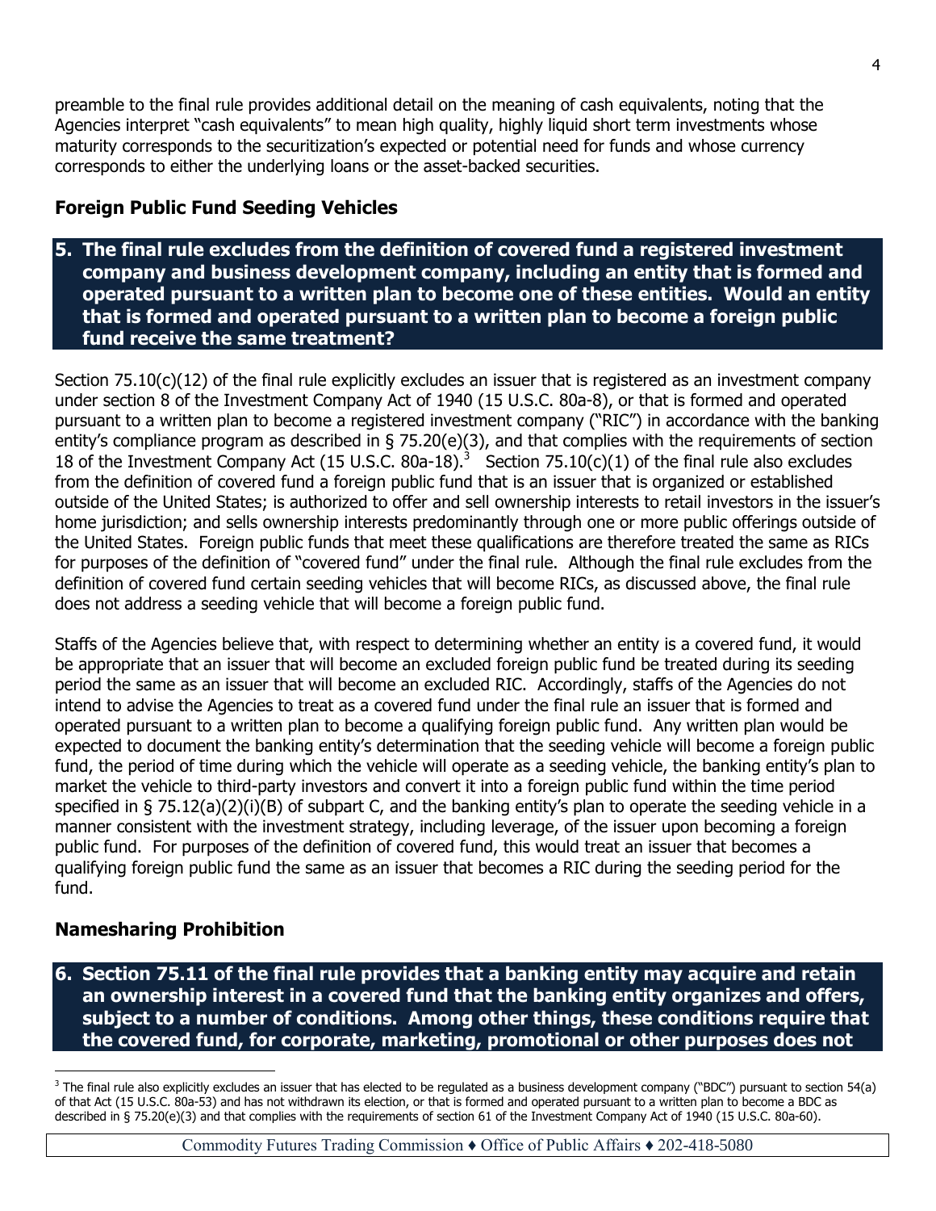preamble to the final rule provides additional detail on the meaning of cash equivalents, noting that the Agencies interpret "cash equivalents" to mean high quality, highly liquid short term investments whose maturity corresponds to the securitization's expected or potential need for funds and whose currency corresponds to either the underlying loans or the asset-backed securities.

## Foreign Public Fund Seeding Vehicles

**5. The final rule excludes from the definition of covered fund a registered investment company and business development company, including an entity that is formed and operated pursuant to a written plan to become one of these entities. Would an entity that is formed and operated pursuant to a written plan to become a foreign public fund receive the same treatment?**

Section 75.10(c)(12) of the final rule explicitly excludes an issuer that is registered as an investment company under section 8 of the Investment Company Act of 1940 (15 U.S.C. 80a-8), or that is formed and operated pursuant to a written plan to become a registered investment company ("RIC") in accordance with the banking entity's compliance program as described in § 75.20(e)(3), and that complies with the requirements of section 18 of the Investment Company Act (15 U.S.C. 80a-18).[3] Section 75.10(c)(1) of the final rule also excludes from the definition of covered fund a foreign public fund that is an issuer that is organized or established outside of the United States; is authorized to offer and sell ownership interests to retail investors in the issuer's home jurisdiction; and sells ownership interests predominantly through one or more public offerings outside of the United States. Foreign public funds that meet these qualifications are therefore treated the same as RICs for purposes of the definition of "covered fund" under the final rule. Although the final rule excludes from the definition of covered fund certain seeding vehicles that will become RICs, as discussed above, the final rule does not address a seeding vehicle that will become a foreign public fund.

Staffs of the Agencies believe that, with respect to determining whether an entity is a covered fund, it would be appropriate that an issuer that will become an excluded foreign public fund be treated during its seeding period the same as an issuer that will become an excluded RIC. Accordingly, staffs of the Agencies do not intend to advise the Agencies to treat as a covered fund under the final rule an issuer that is formed and operated pursuant to a written plan to become a qualifying foreign public fund. Any written plan would be expected to document the banking entity's determination that the seeding vehicle will become a foreign public fund, the period of time during which the vehicle will operate as a seeding vehicle, the banking entity's plan to market the vehicle to third-party investors and convert it into a foreign public fund within the time period specified in § 75.12(a)(2)(i)(B) of subpart C, and the banking entity's plan to operate the seeding vehicle in a manner consistent with the investment strategy, including leverage, of the issuer upon becoming a foreign public fund. For purposes of the definition of covered fund, this would treat an issuer that becomes a qualifying foreign public fund the same as an issuer that becomes a RIC during the seeding period for the fund.

## Namesharing Prohibition

**6. Section 75.11 of the final rule provides that a banking entity may acquire and retain an ownership interest in a covered fund that the banking entity organizes and offers, subject to a number of conditions. Among other things, these conditions require that the covered fund, for corporate, marketing, promotional or other purposes does not**

---

[3] The final rule also explicitly excludes an issuer that has elected to be regulated as a business development company ("BDC") pursuant to section 54(a) of that Act (15 U.S.C. 80a-53) and has not withdrawn its election, or that is formed and operated pursuant to a written plan to become a BDC as described in § 75.20(e)(3) and that complies with the requirements of section 61 of the Investment Company Act of 1940 (15 U.S.C. 80a-60).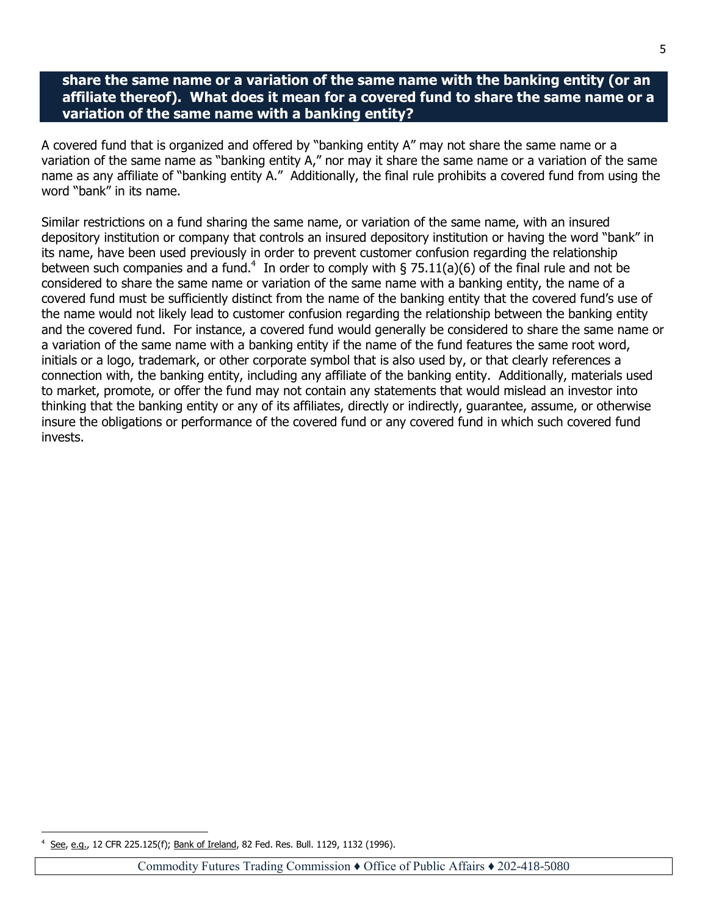**share the same name or a variation of the same name with the banking entity (or an affiliate thereof). What does it mean for a covered fund to share the same name or a variation of the same name with a banking entity?**

A covered fund that is organized and offered by "banking entity A" may not share the same name or a variation of the same name as "banking entity A," nor may it share the same name or a variation of the same name as any affiliate of "banking entity A." Additionally, the final rule prohibits a covered fund from using the word "bank" in its name.

Similar restrictions on a fund sharing the same name, or variation of the same name, with an insured depository institution or company that controls an insured depository institution or having the word "bank" in its name, have been used previously in order to prevent customer confusion regarding the relationship between such companies and a fund.[4] In order to comply with § 75.11(a)(6) of the final rule and not be considered to share the same name or variation of the same name with a banking entity, the name of a covered fund must be sufficiently distinct from the name of the banking entity that the covered fund's use of the name would not likely lead to customer confusion regarding the relationship between the banking entity and the covered fund. For instance, a covered fund would generally be considered to share the same name or a variation of the same name with a banking entity if the name of the fund features the same root word, initials or a logo, trademark, or other corporate symbol that is also used by, or that clearly references a connection with, the banking entity, including any affiliate of the banking entity. Additionally, materials used to market, promote, or offer the fund may not contain any statements that would mislead an investor into thinking that the banking entity or any of its affiliates, directly or indirectly, guarantee, assume, or otherwise insure the obligations or performance of the covered fund or any covered fund in which such covered fund invests.

[4] See, e.g., 12 CFR 225.125(f); Bank of Ireland, 82 Fed. Res. Bull. 1129, 1132 (1996).